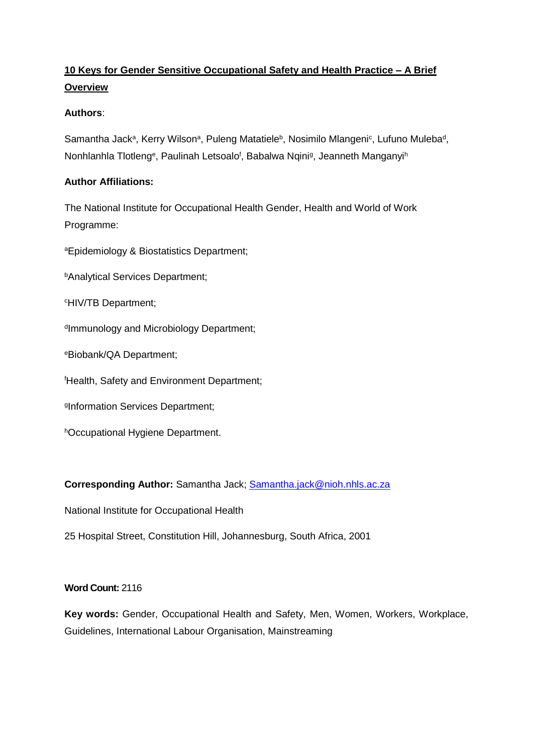# 10 Keys for Gender Sensitive Occupational Safety and Health Practice – A Brief Overview

**Authors**:

Samantha Jack[a], Kerry Wilson[a], Puleng Matatiele[b], Nosimilo Mlangeni[c], Lufuno Muleba[d], Nonhlanhla Tlotleng[e], Paulinah Letsoalo[f], Babalwa Nqini[g], Jeanneth Manganyi[h]

**Author Affiliations:**

The National Institute for Occupational Health Gender, Health and World of Work Programme:

[a]Epidemiology & Biostatistics Department;

[b]Analytical Services Department;

[c]HIV/TB Department;

[d]Immunology and Microbiology Department;

[e]Biobank/QA Department;

[f]Health, Safety and Environment Department;

[g]Information Services Department;

[h]Occupational Hygiene Department.

**Corresponding Author:** Samantha Jack; Samantha.jack@nioh.nhls.ac.za

National Institute for Occupational Health

25 Hospital Street, Constitution Hill, Johannesburg, South Africa, 2001

**Word Count:** 2116

**Key words:** Gender, Occupational Health and Safety, Men, Women, Workers, Workplace, Guidelines, International Labour Organisation, Mainstreaming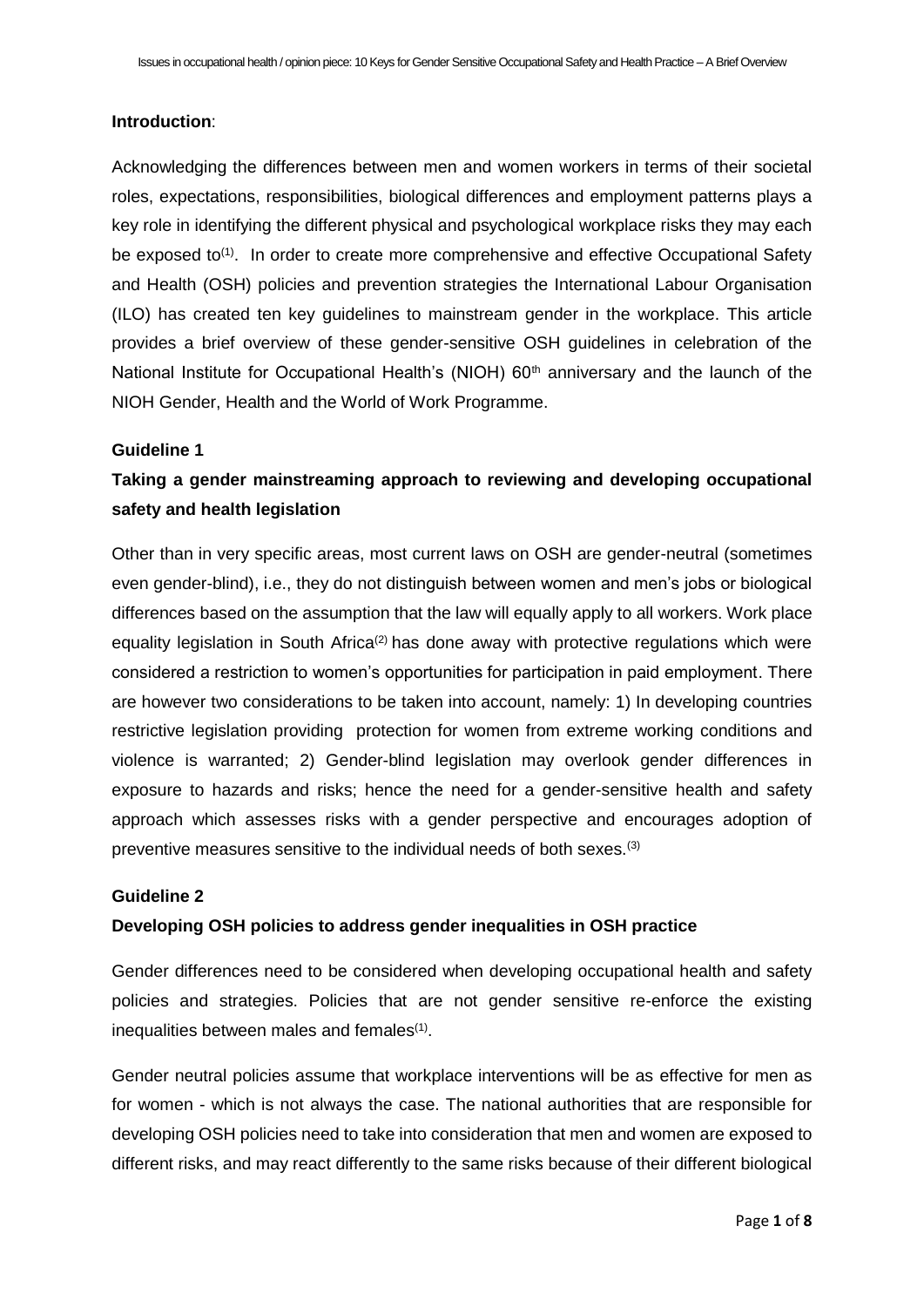## Introduction:

Acknowledging the differences between men and women workers in terms of their societal roles, expectations, responsibilities, biological differences and employment patterns plays a key role in identifying the different physical and psychological workplace risks they may each be exposed to[1]. In order to create more comprehensive and effective Occupational Safety and Health (OSH) policies and prevention strategies the International Labour Organisation (ILO) has created ten key guidelines to mainstream gender in the workplace. This article provides a brief overview of these gender-sensitive OSH guidelines in celebration of the National Institute for Occupational Health's (NIOH) 60th anniversary and the launch of the NIOH Gender, Health and the World of Work Programme.

### Guideline 1

### Taking a gender mainstreaming approach to reviewing and developing occupational safety and health legislation

Other than in very specific areas, most current laws on OSH are gender-neutral (sometimes even gender-blind), i.e., they do not distinguish between women and men's jobs or biological differences based on the assumption that the law will equally apply to all workers. Work place equality legislation in South Africa[2] has done away with protective regulations which were considered a restriction to women's opportunities for participation in paid employment. There are however two considerations to be taken into account, namely: 1) In developing countries restrictive legislation providing protection for women from extreme working conditions and violence is warranted; 2) Gender-blind legislation may overlook gender differences in exposure to hazards and risks; hence the need for a gender-sensitive health and safety approach which assesses risks with a gender perspective and encourages adoption of preventive measures sensitive to the individual needs of both sexes.[3]

### Guideline 2

### Developing OSH policies to address gender inequalities in OSH practice

Gender differences need to be considered when developing occupational health and safety policies and strategies. Policies that are not gender sensitive re-enforce the existing inequalities between males and females[1].

Gender neutral policies assume that workplace interventions will be as effective for men as for women - which is not always the case. The national authorities that are responsible for developing OSH policies need to take into consideration that men and women are exposed to different risks, and may react differently to the same risks because of their different biological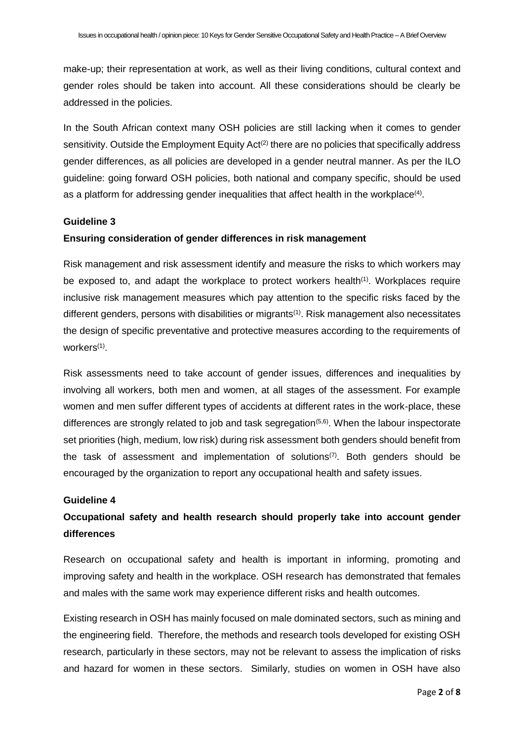make-up; their representation at work, as well as their living conditions, cultural context and gender roles should be taken into account. All these considerations should be clearly be addressed in the policies.

In the South African context many OSH policies are still lacking when it comes to gender sensitivity. Outside the Employment Equity Act[2] there are no policies that specifically address gender differences, as all policies are developed in a gender neutral manner. As per the ILO guideline: going forward OSH policies, both national and company specific, should be used as a platform for addressing gender inequalities that affect health in the workplace[4].

**Guideline 3**

**Ensuring consideration of gender differences in risk management**

Risk management and risk assessment identify and measure the risks to which workers may be exposed to, and adapt the workplace to protect workers health[1]. Workplaces require inclusive risk management measures which pay attention to the specific risks faced by the different genders, persons with disabilities or migrants[1]. Risk management also necessitates the design of specific preventative and protective measures according to the requirements of workers[1].

Risk assessments need to take account of gender issues, differences and inequalities by involving all workers, both men and women, at all stages of the assessment. For example women and men suffer different types of accidents at different rates in the work-place, these differences are strongly related to job and task segregation[5,6]. When the labour inspectorate set priorities (high, medium, low risk) during risk assessment both genders should benefit from the task of assessment and implementation of solutions[7]. Both genders should be encouraged by the organization to report any occupational health and safety issues.

**Guideline 4**

**Occupational safety and health research should properly take into account gender differences**

Research on occupational safety and health is important in informing, promoting and improving safety and health in the workplace. OSH research has demonstrated that females and males with the same work may experience different risks and health outcomes.

Existing research in OSH has mainly focused on male dominated sectors, such as mining and the engineering field. Therefore, the methods and research tools developed for existing OSH research, particularly in these sectors, may not be relevant to assess the implication of risks and hazard for women in these sectors. Similarly, studies on women in OSH have also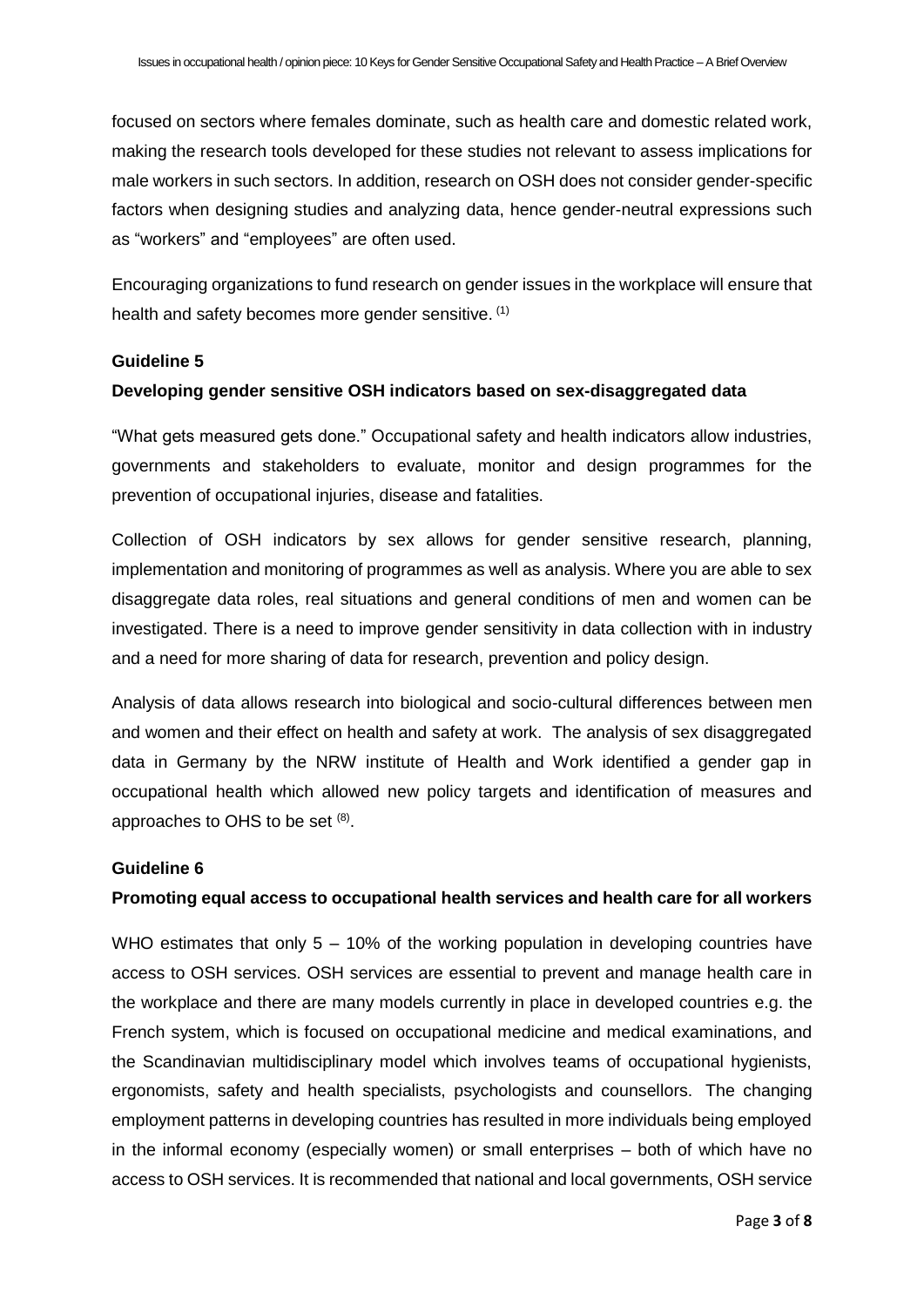focused on sectors where females dominate, such as health care and domestic related work, making the research tools developed for these studies not relevant to assess implications for male workers in such sectors. In addition, research on OSH does not consider gender-specific factors when designing studies and analyzing data, hence gender-neutral expressions such as "workers" and "employees" are often used.

Encouraging organizations to fund research on gender issues in the workplace will ensure that health and safety becomes more gender sensitive. [1]

### Guideline 5

### Developing gender sensitive OSH indicators based on sex-disaggregated data

"What gets measured gets done." Occupational safety and health indicators allow industries, governments and stakeholders to evaluate, monitor and design programmes for the prevention of occupational injuries, disease and fatalities.

Collection of OSH indicators by sex allows for gender sensitive research, planning, implementation and monitoring of programmes as well as analysis. Where you are able to sex disaggregate data roles, real situations and general conditions of men and women can be investigated. There is a need to improve gender sensitivity in data collection with in industry and a need for more sharing of data for research, prevention and policy design.

Analysis of data allows research into biological and socio-cultural differences between men and women and their effect on health and safety at work. The analysis of sex disaggregated data in Germany by the NRW institute of Health and Work identified a gender gap in occupational health which allowed new policy targets and identification of measures and approaches to OHS to be set [8].

### Guideline 6

### Promoting equal access to occupational health services and health care for all workers

WHO estimates that only 5 – 10% of the working population in developing countries have access to OSH services. OSH services are essential to prevent and manage health care in the workplace and there are many models currently in place in developed countries e.g. the French system, which is focused on occupational medicine and medical examinations, and the Scandinavian multidisciplinary model which involves teams of occupational hygienists, ergonomists, safety and health specialists, psychologists and counsellors. The changing employment patterns in developing countries has resulted in more individuals being employed in the informal economy (especially women) or small enterprises – both of which have no access to OSH services. It is recommended that national and local governments, OSH service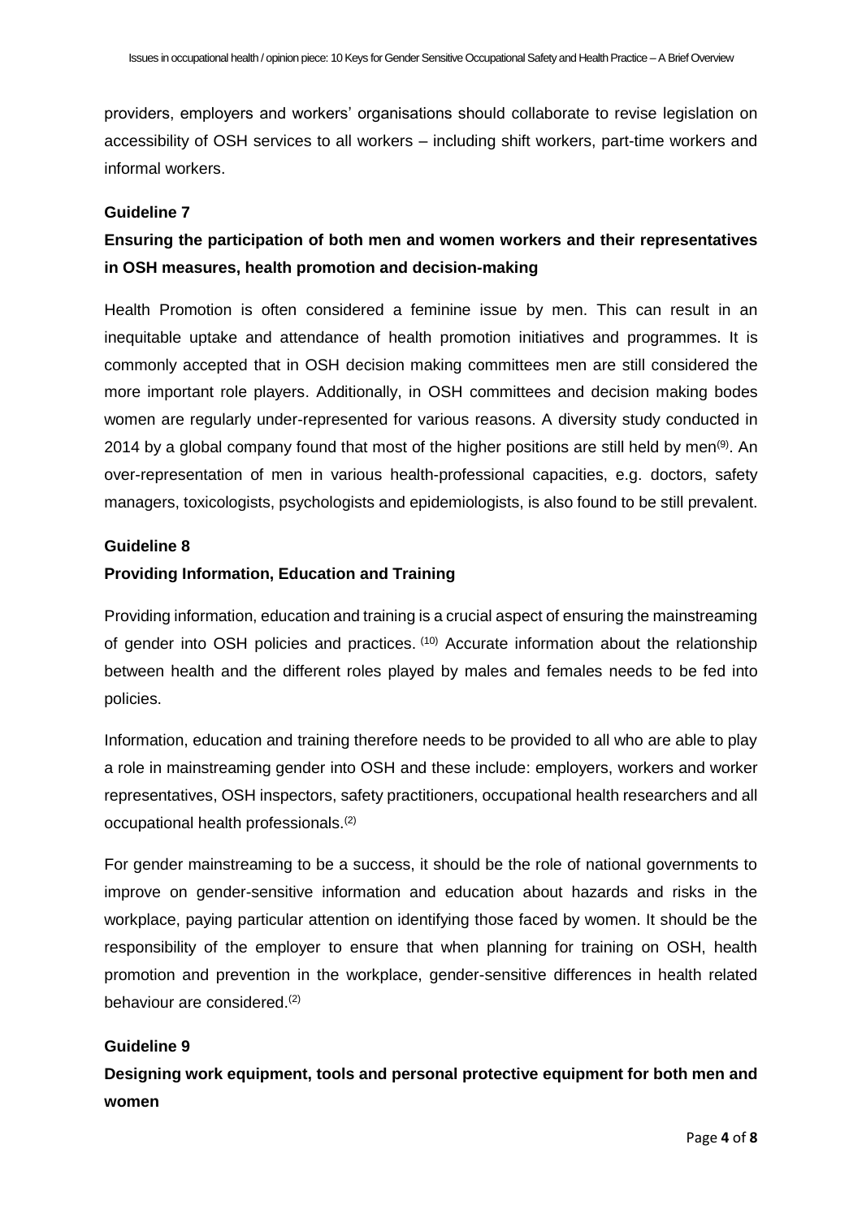providers, employers and workers' organisations should collaborate to revise legislation on accessibility of OSH services to all workers – including shift workers, part-time workers and informal workers.

**Guideline 7**

**Ensuring the participation of both men and women workers and their representatives in OSH measures, health promotion and decision-making**

Health Promotion is often considered a feminine issue by men. This can result in an inequitable uptake and attendance of health promotion initiatives and programmes. It is commonly accepted that in OSH decision making committees men are still considered the more important role players. Additionally, in OSH committees and decision making bodes women are regularly under-represented for various reasons. A diversity study conducted in 2014 by a global company found that most of the higher positions are still held by men[9]. An over-representation of men in various health-professional capacities, e.g. doctors, safety managers, toxicologists, psychologists and epidemiologists, is also found to be still prevalent.

**Guideline 8**

**Providing Information, Education and Training**

Providing information, education and training is a crucial aspect of ensuring the mainstreaming of gender into OSH policies and practices. [10] Accurate information about the relationship between health and the different roles played by males and females needs to be fed into policies.

Information, education and training therefore needs to be provided to all who are able to play a role in mainstreaming gender into OSH and these include: employers, workers and worker representatives, OSH inspectors, safety practitioners, occupational health researchers and all occupational health professionals.[2]

For gender mainstreaming to be a success, it should be the role of national governments to improve on gender-sensitive information and education about hazards and risks in the workplace, paying particular attention on identifying those faced by women. It should be the responsibility of the employer to ensure that when planning for training on OSH, health promotion and prevention in the workplace, gender-sensitive differences in health related behaviour are considered.[2]

**Guideline 9**

**Designing work equipment, tools and personal protective equipment for both men and women**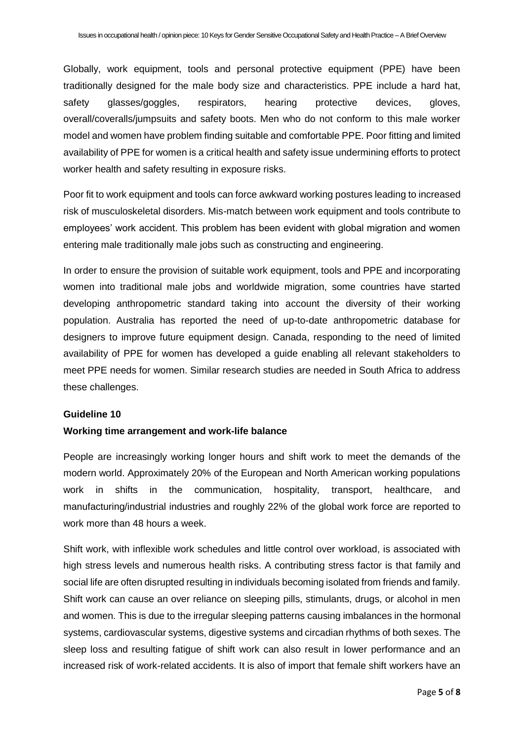Globally, work equipment, tools and personal protective equipment (PPE) have been traditionally designed for the male body size and characteristics. PPE include a hard hat, safety glasses/goggles, respirators, hearing protective devices, gloves, overall/coveralls/jumpsuits and safety boots. Men who do not conform to this male worker model and women have problem finding suitable and comfortable PPE. Poor fitting and limited availability of PPE for women is a critical health and safety issue undermining efforts to protect worker health and safety resulting in exposure risks.

Poor fit to work equipment and tools can force awkward working postures leading to increased risk of musculoskeletal disorders. Mis-match between work equipment and tools contribute to employees' work accident. This problem has been evident with global migration and women entering male traditionally male jobs such as constructing and engineering.

In order to ensure the provision of suitable work equipment, tools and PPE and incorporating women into traditional male jobs and worldwide migration, some countries have started developing anthropometric standard taking into account the diversity of their working population. Australia has reported the need of up-to-date anthropometric database for designers to improve future equipment design. Canada, responding to the need of limited availability of PPE for women has developed a guide enabling all relevant stakeholders to meet PPE needs for women. Similar research studies are needed in South Africa to address these challenges.

**Guideline 10**

**Working time arrangement and work-life balance**

People are increasingly working longer hours and shift work to meet the demands of the modern world. Approximately 20% of the European and North American working populations work in shifts in the communication, hospitality, transport, healthcare, and manufacturing/industrial industries and roughly 22% of the global work force are reported to work more than 48 hours a week.

Shift work, with inflexible work schedules and little control over workload, is associated with high stress levels and numerous health risks. A contributing stress factor is that family and social life are often disrupted resulting in individuals becoming isolated from friends and family. Shift work can cause an over reliance on sleeping pills, stimulants, drugs, or alcohol in men and women. This is due to the irregular sleeping patterns causing imbalances in the hormonal systems, cardiovascular systems, digestive systems and circadian rhythms of both sexes. The sleep loss and resulting fatigue of shift work can also result in lower performance and an increased risk of work-related accidents. It is also of import that female shift workers have an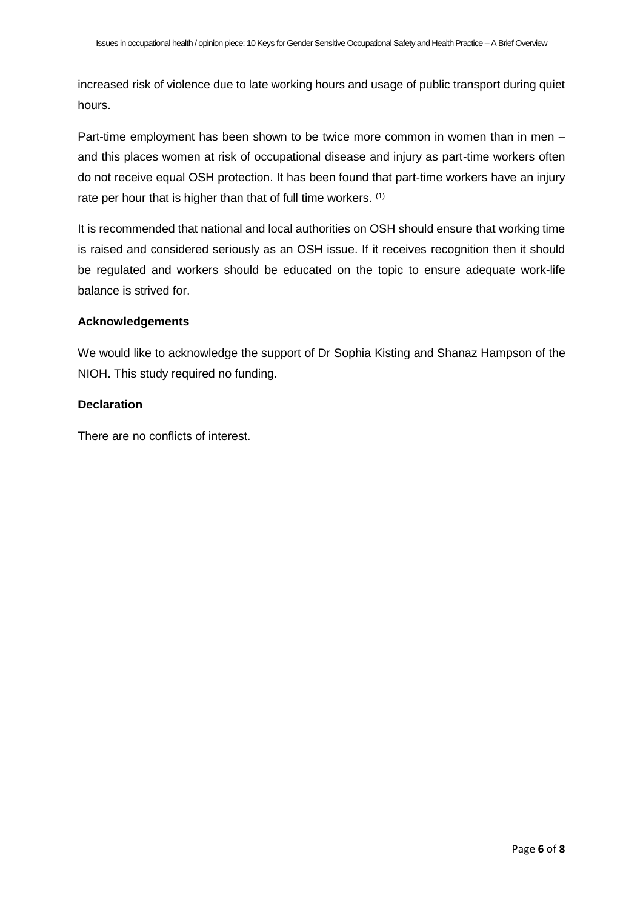increased risk of violence due to late working hours and usage of public transport during quiet hours.

Part-time employment has been shown to be twice more common in women than in men – and this places women at risk of occupational disease and injury as part-time workers often do not receive equal OSH protection. It has been found that part-time workers have an injury rate per hour that is higher than that of full time workers. [1]

It is recommended that national and local authorities on OSH should ensure that working time is raised and considered seriously as an OSH issue. If it receives recognition then it should be regulated and workers should be educated on the topic to ensure adequate work-life balance is strived for.

**Acknowledgements**

We would like to acknowledge the support of Dr Sophia Kisting and Shanaz Hampson of the NIOH. This study required no funding.

**Declaration**

There are no conflicts of interest.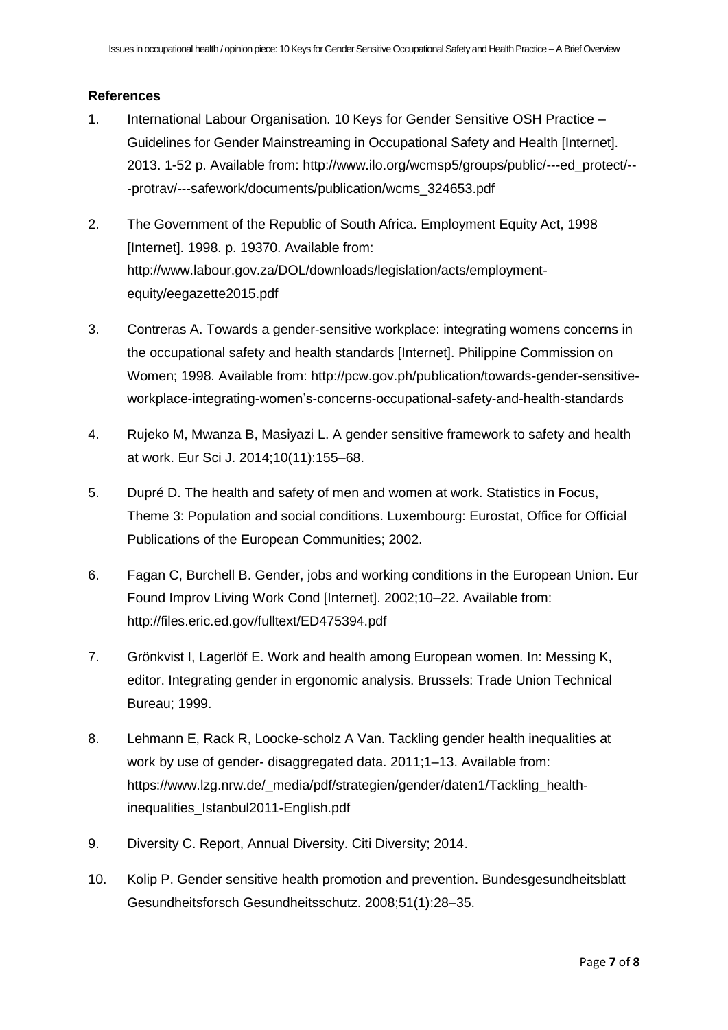## References

1. International Labour Organisation. 10 Keys for Gender Sensitive OSH Practice – Guidelines for Gender Mainstreaming in Occupational Safety and Health [Internet]. 2013. 1-52 p. Available from: http://www.ilo.org/wcmsp5/groups/public/---ed_protect/---protrav/---safework/documents/publication/wcms_324653.pdf

2. The Government of the Republic of South Africa. Employment Equity Act, 1998 [Internet]. 1998. p. 19370. Available from: http://www.labour.gov.za/DOL/downloads/legislation/acts/employment-equity/eegazette2015.pdf

3. Contreras A. Towards a gender-sensitive workplace: integrating womens concerns in the occupational safety and health standards [Internet]. Philippine Commission on Women; 1998. Available from: http://pcw.gov.ph/publication/towards-gender-sensitive-workplace-integrating-women's-concerns-occupational-safety-and-health-standards

4. Rujeko M, Mwanza B, Masiyazi L. A gender sensitive framework to safety and health at work. Eur Sci J. 2014;10(11):155–68.

5. Dupré D. The health and safety of men and women at work. Statistics in Focus, Theme 3: Population and social conditions. Luxembourg: Eurostat, Office for Official Publications of the European Communities; 2002.

6. Fagan C, Burchell B. Gender, jobs and working conditions in the European Union. Eur Found Improv Living Work Cond [Internet]. 2002;10–22. Available from: http://files.eric.ed.gov/fulltext/ED475394.pdf

7. Grönkvist I, Lagerlöf E. Work and health among European women. In: Messing K, editor. Integrating gender in ergonomic analysis. Brussels: Trade Union Technical Bureau; 1999.

8. Lehmann E, Rack R, Loocke-scholz A Van. Tackling gender health inequalities at work by use of gender- disaggregated data. 2011;1–13. Available from: https://www.lzg.nrw.de/_media/pdf/strategien/gender/daten1/Tackling_health-inequalities_Istanbul2011-English.pdf

9. Diversity C. Report, Annual Diversity. Citi Diversity; 2014.

10. Kolip P. Gender sensitive health promotion and prevention. Bundesgesundheitsblatt Gesundheitsforsch Gesundheitsschutz. 2008;51(1):28–35.